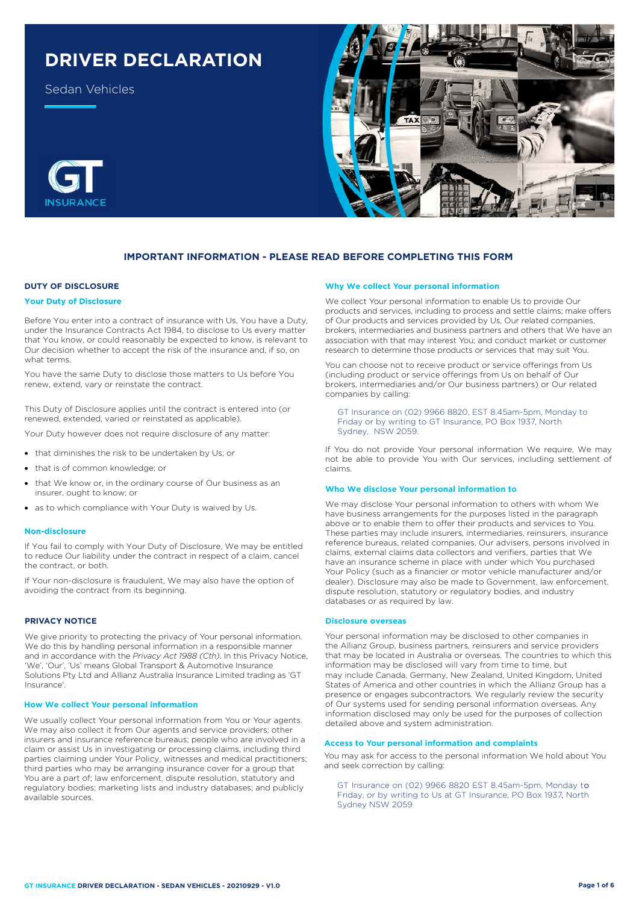# DRIVER DECLARATION

Sedan Vehicles

## IMPORTANT INFORMATION - PLEASE READ BEFORE COMPLETING THIS FORM

### DUTY OF DISCLOSURE

#### Your Duty of Disclosure

Before You enter into a contract of insurance with Us, You have a Duty, under the Insurance Contracts Act 1984, to disclose to Us every matter that You know, or could reasonably be expected to know, is relevant to Our decision whether to accept the risk of the insurance and, if so, on what terms.

You have the same Duty to disclose those matters to Us before You renew, extend, vary or reinstate the contract.

This Duty of Disclosure applies until the contract is entered into (or renewed, extended, varied or reinstated as applicable).

Your Duty however does not require disclosure of any matter:

- that diminishes the risk to be undertaken by Us; or
- that is of common knowledge; or
- that We know or, in the ordinary course of Our business as an insurer, ought to know; or
- as to which compliance with Your Duty is waived by Us.

#### Non-disclosure

If You fail to comply with Your Duty of Disclosure, We may be entitled to reduce Our liability under the contract in respect of a claim, cancel the contract, or both.

If Your non-disclosure is fraudulent, We may also have the option of avoiding the contract from its beginning.

### PRIVACY NOTICE

We give priority to protecting the privacy of Your personal information. We do this by handling personal information in a responsible manner and in accordance with the *Privacy Act 1988 (Cth)*. In this Privacy Notice, 'We', 'Our', 'Us' means Global Transport & Automotive Insurance Solutions Pty Ltd and Allianz Australia Insurance Limited trading as 'GT Insurance'.

#### How We collect Your personal information

We usually collect Your personal information from You or Your agents. We may also collect it from Our agents and service providers; other insurers and insurance reference bureaus; people who are involved in a claim or assist Us in investigating or processing claims, including third parties claiming under Your Policy, witnesses and medical practitioners; third parties who may be arranging insurance cover for a group that You are a part of; law enforcement, dispute resolution, statutory and regulatory bodies; marketing lists and industry databases; and publicly available sources.

#### Why We collect Your personal information

We collect Your personal information to enable Us to provide Our products and services, including to process and settle claims; make offers of Our products and services provided by Us, Our related companies, brokers, intermediaries and business partners and others that We have an association with that may interest You; and conduct market or customer research to determine those products or services that may suit You.

You can choose not to receive product or service offerings from Us (including product or service offerings from Us on behalf of Our brokers, intermediaries and/or Our business partners) or Our related companies by calling:

> GT Insurance on (02) 9966 8820, EST 8.45am-5pm, Monday to Friday or by writing to GT Insurance, PO Box 1937, North Sydney, NSW 2059.

If You do not provide Your personal information We require, We may not be able to provide You with Our services, including settlement of claims.

#### Who We disclose Your personal information to

We may disclose Your personal information to others with whom We have business arrangements for the purposes listed in the paragraph above or to enable them to offer their products and services to You. These parties may include insurers, intermediaries, reinsurers, insurance reference bureaus, related companies, Our advisers, persons involved in claims, external claims data collectors and verifiers, parties that We have an insurance scheme in place with under which You purchased Your Policy (such as a financier or motor vehicle manufacturer and/or dealer). Disclosure may also be made to Government, law enforcement, dispute resolution, statutory or regulatory bodies, and industry databases or as required by law.

#### Disclosure overseas

Your personal information may be disclosed to other companies in the Allianz Group, business partners, reinsurers and service providers that may be located in Australia or overseas. The countries to which this information may be disclosed will vary from time to time, but may include Canada, Germany, New Zealand, United Kingdom, United States of America and other countries in which the Allianz Group has a presence or engages subcontractors. We regularly review the security of Our systems used for sending personal information overseas. Any information disclosed may only be used for the purposes of collection detailed above and system administration.

#### Access to Your personal information and complaints

You may ask for access to the personal information We hold about You and seek correction by calling:

> GT Insurance on (02) 9966 8820 EST 8.45am-5pm, Monday to Friday, or by writing to Us at GT Insurance, PO Box 1937, North Sydney NSW 2059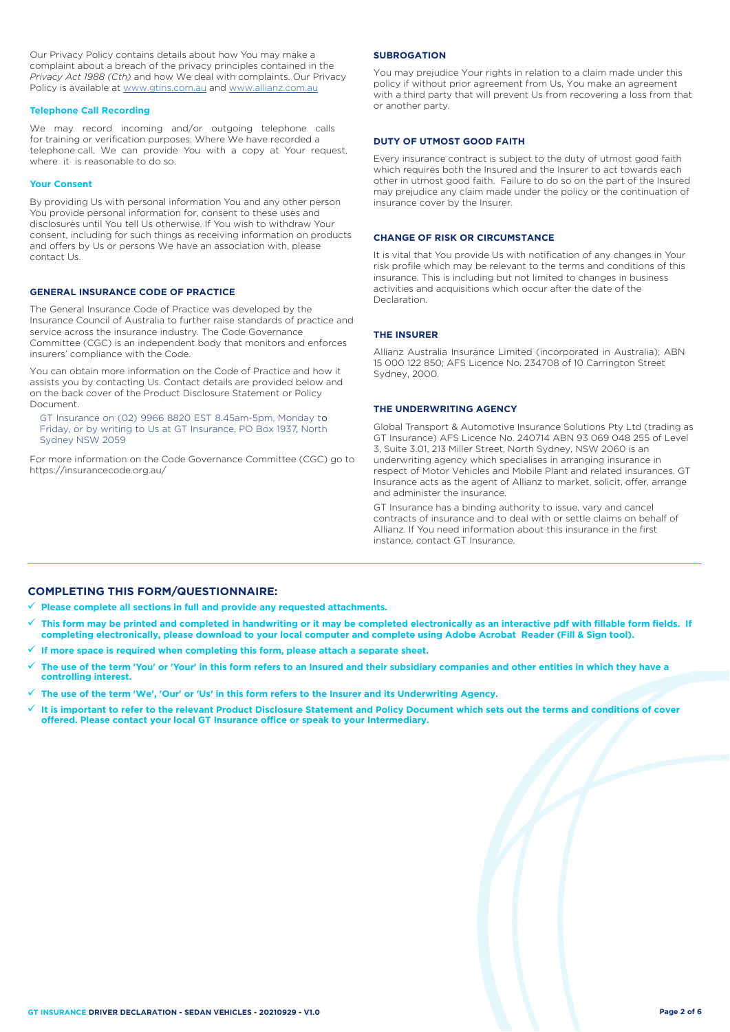Our Privacy Policy contains details about how You may make a complaint about a breach of the privacy principles contained in the *Privacy Act 1988 (Cth)* and how We deal with complaints. Our Privacy Policy is available at www.gtins.com.au and www.allianz.com.au

### Telephone Call Recording

We may record incoming and/or outgoing telephone calls for training or verification purposes. Where We have recorded a telephone call, We can provide You with a copy at Your request, where it is reasonable to do so.

### Your Consent

By providing Us with personal information You and any other person You provide personal information for, consent to these uses and disclosures until You tell Us otherwise. If You wish to withdraw Your consent, including for such things as receiving information on products and offers by Us or persons We have an association with, please contact Us.

## GENERAL INSURANCE CODE OF PRACTICE

The General Insurance Code of Practice was developed by the Insurance Council of Australia to further raise standards of practice and service across the insurance industry. The Code Governance Committee (CGC) is an independent body that monitors and enforces insurers' compliance with the Code.

You can obtain more information on the Code of Practice and how it assists you by contacting Us. Contact details are provided below and on the back cover of the Product Disclosure Statement or Policy Document.

GT Insurance on (02) 9966 8820 EST 8.45am-5pm, Monday to Friday, or by writing to Us at GT Insurance, PO Box 1937, North Sydney NSW 2059

For more information on the Code Governance Committee (CGC) go to https://insurancecode.org.au/

## SUBROGATION

You may prejudice Your rights in relation to a claim made under this policy if without prior agreement from Us, You make an agreement with a third party that will prevent Us from recovering a loss from that or another party.

## DUTY OF UTMOST GOOD FAITH

Every insurance contract is subject to the duty of utmost good faith which requires both the Insured and the Insurer to act towards each other in utmost good faith. Failure to do so on the part of the Insured may prejudice any claim made under the policy or the continuation of insurance cover by the Insurer.

## CHANGE OF RISK OR CIRCUMSTANCE

It is vital that You provide Us with notification of any changes in Your risk profile which may be relevant to the terms and conditions of this insurance. This is including but not limited to changes in business activities and acquisitions which occur after the date of the Declaration.

## THE INSURER

Allianz Australia Insurance Limited (incorporated in Australia); ABN 15 000 122 850; AFS Licence No. 234708 of 10 Carrington Street Sydney, 2000.

## THE UNDERWRITING AGENCY

Global Transport & Automotive Insurance Solutions Pty Ltd (trading as GT Insurance) AFS Licence No. 240714 ABN 93 069 048 255 of Level 3, Suite 3.01, 213 Miller Street, North Sydney, NSW 2060 is an underwriting agency which specialises in arranging insurance in respect of Motor Vehicles and Mobile Plant and related insurances. GT Insurance acts as the agent of Allianz to market, solicit, offer, arrange and administer the insurance.

GT Insurance has a binding authority to issue, vary and cancel contracts of insurance and to deal with or settle claims on behalf of Allianz. If You need information about this insurance in the first instance, contact GT Insurance.

---

## COMPLETING THIS FORM/QUESTIONNAIRE:

- ✓ **Please complete all sections in full and provide any requested attachments.**
- ✓ **This form may be printed and completed in handwriting or it may be completed electronically as an interactive pdf with fillable form fields. If completing electronically, please download to your local computer and complete using Adobe Acrobat Reader (Fill & Sign tool).**
- ✓ **If more space is required when completing this form, please attach a separate sheet.**
- ✓ **The use of the term 'You' or 'Your' in this form refers to an Insured and their subsidiary companies and other entities in which they have a controlling interest.**
- ✓ **The use of the term 'We', 'Our' or 'Us' in this form refers to the Insurer and its Underwriting Agency.**
- ✓ **It is important to refer to the relevant Product Disclosure Statement and Policy Document which sets out the terms and conditions of cover offered. Please contact your local GT Insurance office or speak to your Intermediary.**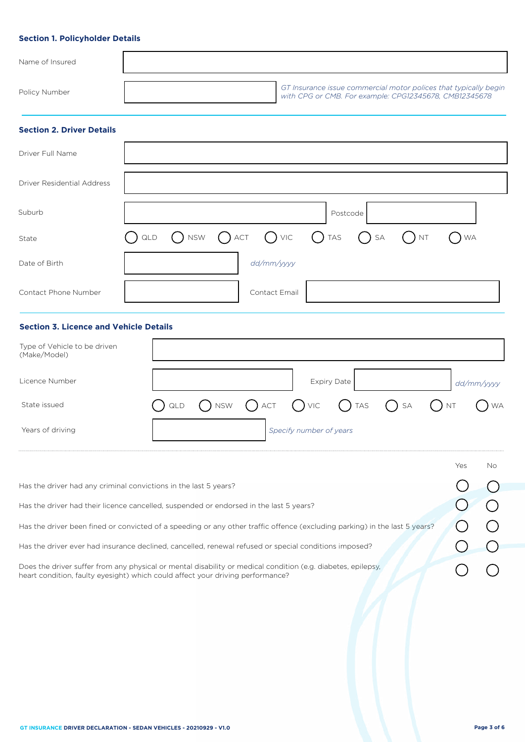## Section 1. Policyholder Details

| | |
|---|---|
| Name of Insured | |
| Policy Number | |

*GT Insurance issue commercial motor polices that typically begin with CPG or CMB. For example: CPG12345678, CMB12345678*

## Section 2. Driver Details

| | |
|---|---|
| Driver Full Name | |
| Driver Residential Address | |
| Suburb | Postcode |
| State | ◯ QLD ◯ NSW ◯ ACT ◯ VIC ◯ TAS ◯ SA ◯ NT ◯ WA |
| Date of Birth | *dd/mm/yyyy* |
| Contact Phone Number | Contact Email |

## Section 3. Licence and Vehicle Details

| | |
|---|---|
| Type of Vehicle to be driven (Make/Model) | |
| Licence Number | Expiry Date *dd/mm/yyyy* |
| State issued | ◯ QLD ◯ NSW ◯ ACT ◯ VIC ◯ TAS ◯ SA ◯ NT ◯ WA |
| Years of driving | *Specify number of years* |

| | Yes | No |
|---|---|---|
| Has the driver had any criminal convictions in the last 5 years? | ◯ | ◯ |
| Has the driver had their licence cancelled, suspended or endorsed in the last 5 years? | ◯ | ◯ |
| Has the driver been fined or convicted of a speeding or any other traffic offence (excluding parking) in the last 5 years? | ◯ | ◯ |
| Has the driver ever had insurance declined, cancelled, renewal refused or special conditions imposed? | ◯ | ◯ |
| Does the driver suffer from any physical or mental disability or medical condition (e.g. diabetes, epilepsy, heart condition, faulty eyesight) which could affect your driving performance? | ◯ | ◯ |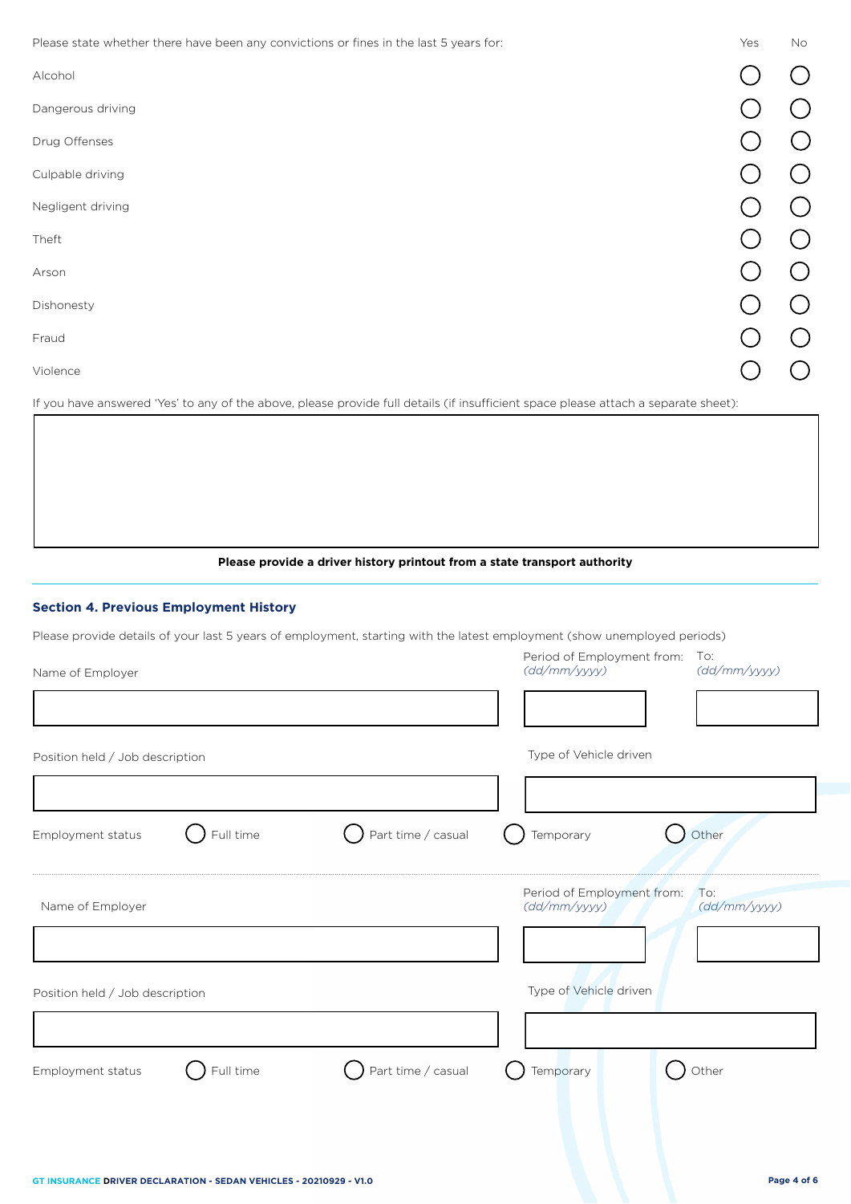Please state whether there have been any convictions or fines in the last 5 years for:

| | Yes | No |
|---|---|---|
| Alcohol | ◯ | ◯ |
| Dangerous driving | ◯ | ◯ |
| Drug Offenses | ◯ | ◯ |
| Culpable driving | ◯ | ◯ |
| Negligent driving | ◯ | ◯ |
| Theft | ◯ | ◯ |
| Arson | ◯ | ◯ |
| Dishonesty | ◯ | ◯ |
| Fraud | ◯ | ◯ |
| Violence | ◯ | ◯ |

If you have answered 'Yes' to any of the above, please provide full details (if insufficient space please attach a separate sheet):

**Please provide a driver history printout from a state transport authority**

## Section 4. Previous Employment History

Please provide details of your last 5 years of employment, starting with the latest employment (show unemployed periods)

Name of Employer

Period of Employment from: *(dd/mm/yyyy)* To: *(dd/mm/yyyy)*

Position held / Job description

Type of Vehicle driven

Employment status ◯ Full time ◯ Part time / casual ◯ Temporary ◯ Other

Name of Employer

Period of Employment from: *(dd/mm/yyyy)* To: *(dd/mm/yyyy)*

Position held / Job description

Type of Vehicle driven

Employment status ◯ Full time ◯ Part time / casual ◯ Temporary ◯ Other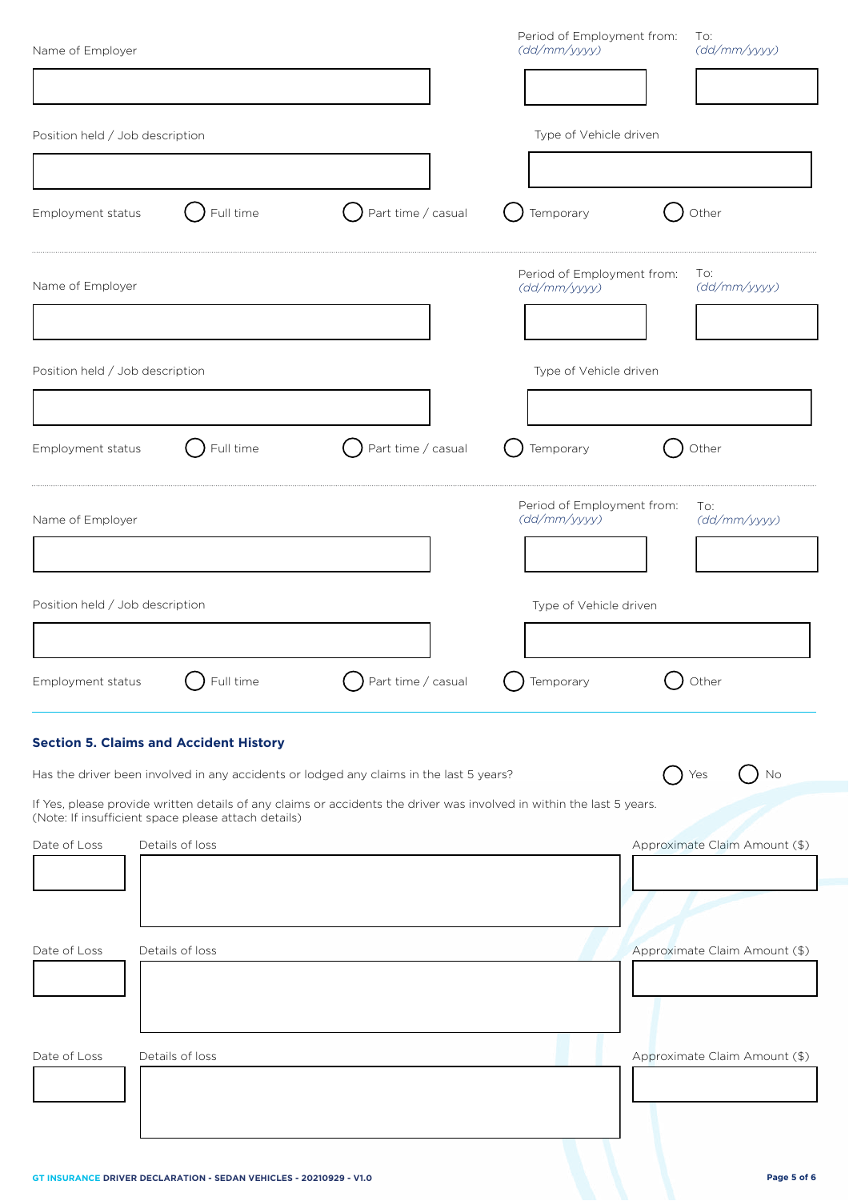Name of Employer

Period of Employment from: *(dd/mm/yyyy)* To: *(dd/mm/yyyy)*

Position held / Job description

Type of Vehicle driven

Employment status ◯ Full time ◯ Part time / casual ◯ Temporary ◯ Other

---

Name of Employer

Period of Employment from: *(dd/mm/yyyy)* To: *(dd/mm/yyyy)*

Position held / Job description

Type of Vehicle driven

Employment status ◯ Full time ◯ Part time / casual ◯ Temporary ◯ Other

---

Name of Employer

Period of Employment from: *(dd/mm/yyyy)* To: *(dd/mm/yyyy)*

Position held / Job description

Type of Vehicle driven

Employment status ◯ Full time ◯ Part time / casual ◯ Temporary ◯ Other

---

### Section 5. Claims and Accident History

Has the driver been involved in any accidents or lodged any claims in the last 5 years? ◯ Yes ◯ No

If Yes, please provide written details of any claims or accidents the driver was involved in within the last 5 years.
(Note: If insufficient space please attach details)

| Date of Loss | Details of loss | Approximate Claim Amount ($) |
|---|---|---|
| | | |
| | | |
| | | |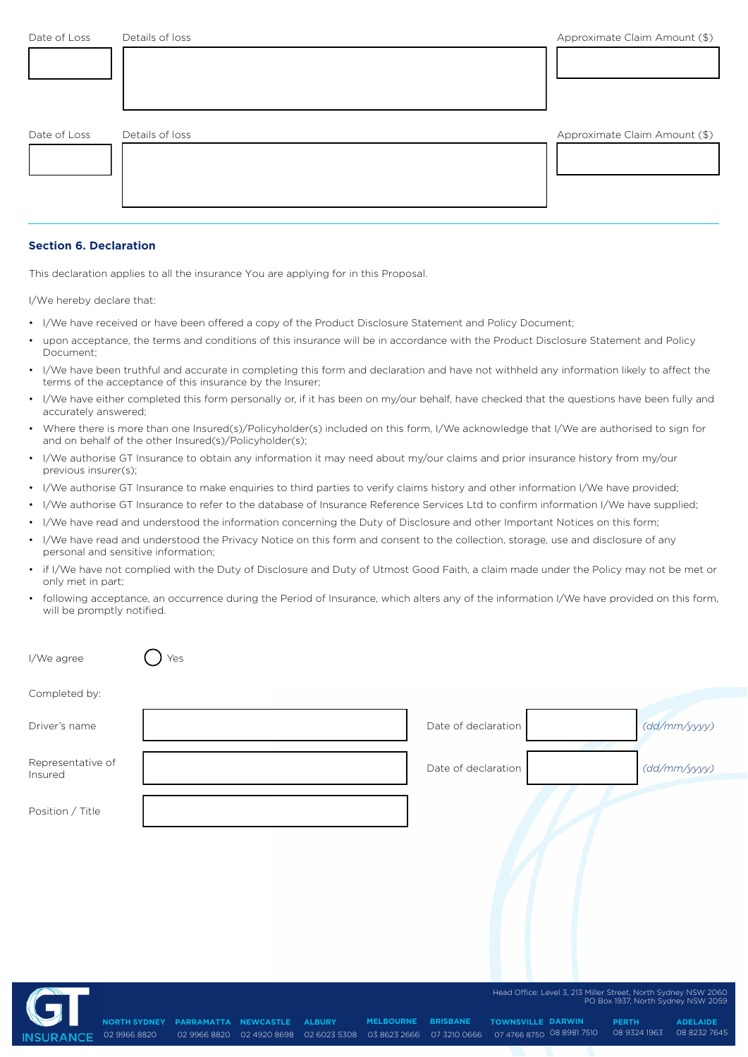| Date of Loss | Details of loss | Approximate Claim Amount ($) |
| --- | --- | --- |
| | | |

| Date of Loss | Details of loss | Approximate Claim Amount ($) |
| --- | --- | --- |
| | | |

## Section 6. Declaration

This declaration applies to all the insurance You are applying for in this Proposal.

I/We hereby declare that:

- I/We have received or have been offered a copy of the Product Disclosure Statement and Policy Document;
- upon acceptance, the terms and conditions of this insurance will be in accordance with the Product Disclosure Statement and Policy Document;
- I/We have been truthful and accurate in completing this form and declaration and have not withheld any information likely to affect the terms of the acceptance of this insurance by the Insurer;
- I/We have either completed this form personally or, if it has been on my/our behalf, have checked that the questions have been fully and accurately answered;
- Where there is more than one Insured(s)/Policyholder(s) included on this form, I/We acknowledge that I/We are authorised to sign for and on behalf of the other Insured(s)/Policyholder(s);
- I/We authorise GT Insurance to obtain any information it may need about my/our claims and prior insurance history from my/our previous insurer(s);
- I/We authorise GT Insurance to make enquiries to third parties to verify claims history and other information I/We have provided;
- I/We authorise GT Insurance to refer to the database of Insurance Reference Services Ltd to confirm information I/We have supplied;
- I/We have read and understood the information concerning the Duty of Disclosure and other Important Notices on this form;
- I/We have read and understood the Privacy Notice on this form and consent to the collection, storage, use and disclosure of any personal and sensitive information;
- if I/We have not complied with the Duty of Disclosure and Duty of Utmost Good Faith, a claim made under the Policy may not be met or only met in part;
- following acceptance, an occurrence during the Period of Insurance, which alters any of the information I/We have provided on this form, will be promptly notified.

I/We agree ◯ Yes

Completed by:

Driver's name ____________ Date of declaration ____________ *(dd/mm/yyyy)*

Representative of Insured ____________ Date of declaration ____________ *(dd/mm/yyyy)*

Position / Title ____________

GT INSURANCE

Head Office: Level 3, 213 Miller Street, North Sydney NSW 2060
PO Box 1937, North Sydney NSW 2059

| NORTH SYDNEY | PARRAMATTA | NEWCASTLE | ALBURY | MELBOURNE | BRISBANE | TOWNSVILLE | DARWIN | PERTH | ADELAIDE |
| --- | --- | --- | --- | --- | --- | --- | --- | --- | --- |
| 02 9966 8820 | 02 9966 8820 | 02 4920 8698 | 02 6023 5308 | 03 8623 2666 | 07 3210 0666 | 07 4766 8750 | 08 8981 7510 | 08 9324 1963 | 08 8232 7645 |